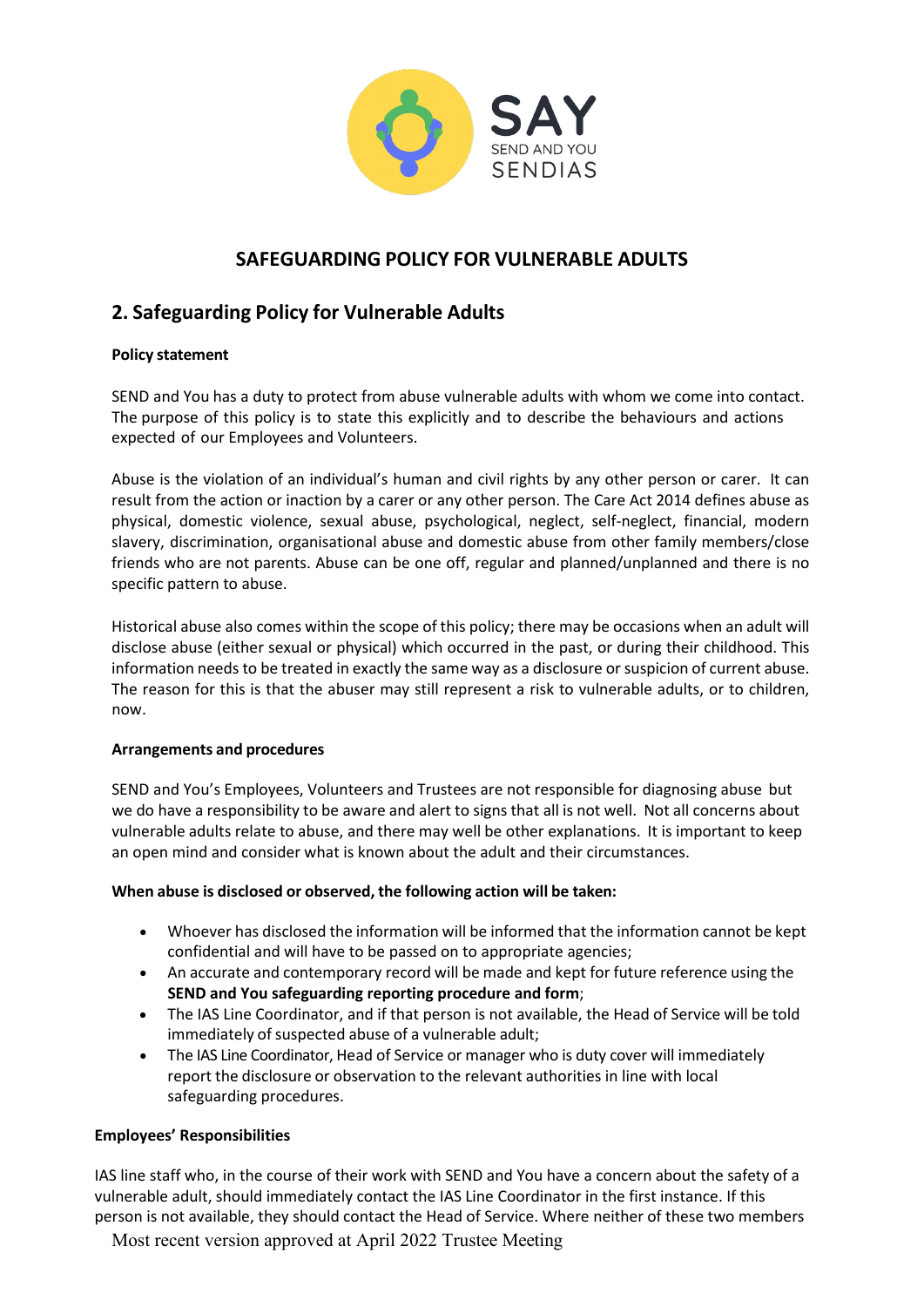# SAFEGUARDING POLICY FOR VULNERABLE ADULTS

## 2. Safeguarding Policy for Vulnerable Adults

**Policy statement**

SEND and You has a duty to protect from abuse vulnerable adults with whom we come into contact. The purpose of this policy is to state this explicitly and to describe the behaviours and actions expected of our Employees and Volunteers.

Abuse is the violation of an individual's human and civil rights by any other person or carer. It can result from the action or inaction by a carer or any other person. The Care Act 2014 defines abuse as physical, domestic violence, sexual abuse, psychological, neglect, self-neglect, financial, modern slavery, discrimination, organisational abuse and domestic abuse from other family members/close friends who are not parents. Abuse can be one off, regular and planned/unplanned and there is no specific pattern to abuse.

Historical abuse also comes within the scope of this policy; there may be occasions when an adult will disclose abuse (either sexual or physical) which occurred in the past, or during their childhood. This information needs to be treated in exactly the same way as a disclosure or suspicion of current abuse. The reason for this is that the abuser may still represent a risk to vulnerable adults, or to children, now.

**Arrangements and procedures**

SEND and You's Employees, Volunteers and Trustees are not responsible for diagnosing abuse but we do have a responsibility to be aware and alert to signs that all is not well. Not all concerns about vulnerable adults relate to abuse, and there may well be other explanations. It is important to keep an open mind and consider what is known about the adult and their circumstances.

**When abuse is disclosed or observed, the following action will be taken:**

- Whoever has disclosed the information will be informed that the information cannot be kept confidential and will have to be passed on to appropriate agencies;
- An accurate and contemporary record will be made and kept for future reference using the **SEND and You safeguarding reporting procedure and form**;
- The IAS Line Coordinator, and if that person is not available, the Head of Service will be told immediately of suspected abuse of a vulnerable adult;
- The IAS Line Coordinator, Head of Service or manager who is duty cover will immediately report the disclosure or observation to the relevant authorities in line with local safeguarding procedures.

**Employees' Responsibilities**

IAS line staff who, in the course of their work with SEND and You have a concern about the safety of a vulnerable adult, should immediately contact the IAS Line Coordinator in the first instance. If this person is not available, they should contact the Head of Service. Where neither of these two members

Most recent version approved at April 2022 Trustee Meeting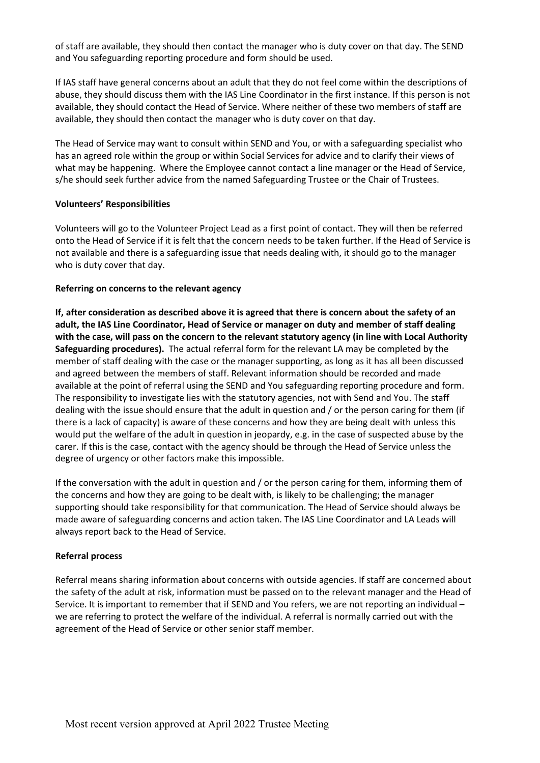of staff are available, they should then contact the manager who is duty cover on that day. The SEND and You safeguarding reporting procedure and form should be used.

If IAS staff have general concerns about an adult that they do not feel come within the descriptions of abuse, they should discuss them with the IAS Line Coordinator in the first instance. If this person is not available, they should contact the Head of Service. Where neither of these two members of staff are available, they should then contact the manager who is duty cover on that day.

The Head of Service may want to consult within SEND and You, or with a safeguarding specialist who has an agreed role within the group or within Social Services for advice and to clarify their views of what may be happening. Where the Employee cannot contact a line manager or the Head of Service, s/he should seek further advice from the named Safeguarding Trustee or the Chair of Trustees.

**Volunteers' Responsibilities**

Volunteers will go to the Volunteer Project Lead as a first point of contact. They will then be referred onto the Head of Service if it is felt that the concern needs to be taken further. If the Head of Service is not available and there is a safeguarding issue that needs dealing with, it should go to the manager who is duty cover that day.

**Referring on concerns to the relevant agency**

**If, after consideration as described above it is agreed that there is concern about the safety of an adult, the IAS Line Coordinator, Head of Service or manager on duty and member of staff dealing with the case, will pass on the concern to the relevant statutory agency (in line with Local Authority Safeguarding procedures).** The actual referral form for the relevant LA may be completed by the member of staff dealing with the case or the manager supporting, as long as it has all been discussed and agreed between the members of staff. Relevant information should be recorded and made available at the point of referral using the SEND and You safeguarding reporting procedure and form. The responsibility to investigate lies with the statutory agencies, not with Send and You. The staff dealing with the issue should ensure that the adult in question and / or the person caring for them (if there is a lack of capacity) is aware of these concerns and how they are being dealt with unless this would put the welfare of the adult in question in jeopardy, e.g. in the case of suspected abuse by the carer. If this is the case, contact with the agency should be through the Head of Service unless the degree of urgency or other factors make this impossible.

If the conversation with the adult in question and / or the person caring for them, informing them of the concerns and how they are going to be dealt with, is likely to be challenging; the manager supporting should take responsibility for that communication. The Head of Service should always be made aware of safeguarding concerns and action taken. The IAS Line Coordinator and LA Leads will always report back to the Head of Service.

**Referral process**

Referral means sharing information about concerns with outside agencies. If staff are concerned about the safety of the adult at risk, information must be passed on to the relevant manager and the Head of Service. It is important to remember that if SEND and You refers, we are not reporting an individual – we are referring to protect the welfare of the individual. A referral is normally carried out with the agreement of the Head of Service or other senior staff member.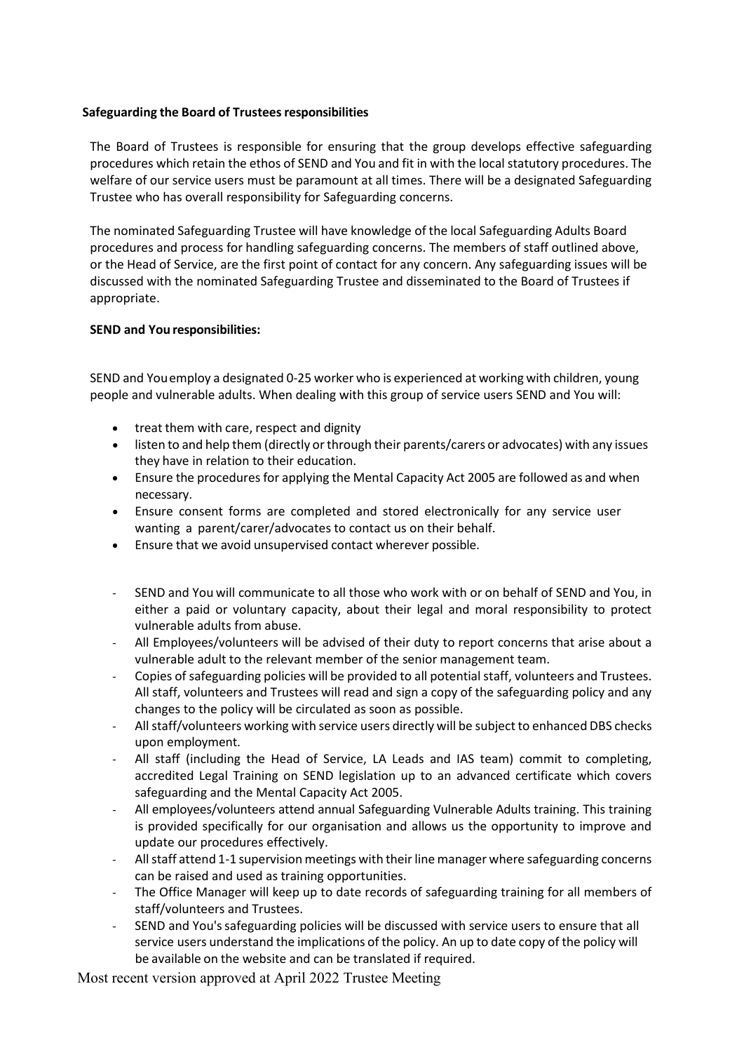**Safeguarding the Board of Trustees responsibilities**

The Board of Trustees is responsible for ensuring that the group develops effective safeguarding procedures which retain the ethos of SEND and You and fit in with the local statutory procedures. The welfare of our service users must be paramount at all times. There will be a designated Safeguarding Trustee who has overall responsibility for Safeguarding concerns.

The nominated Safeguarding Trustee will have knowledge of the local Safeguarding Adults Board procedures and process for handling safeguarding concerns. The members of staff outlined above, or the Head of Service, are the first point of contact for any concern. Any safeguarding issues will be discussed with the nominated Safeguarding Trustee and disseminated to the Board of Trustees if appropriate.

**SEND and You responsibilities:**

SEND and You employ a designated 0-25 worker who is experienced at working with children, young people and vulnerable adults. When dealing with this group of service users SEND and You will:

- treat them with care, respect and dignity
- listen to and help them (directly or through their parents/carers or advocates) with any issues they have in relation to their education.
- Ensure the procedures for applying the Mental Capacity Act 2005 are followed as and when necessary.
- Ensure consent forms are completed and stored electronically for any service user wanting a parent/carer/advocates to contact us on their behalf.
- Ensure that we avoid unsupervised contact wherever possible.

- SEND and You will communicate to all those who work with or on behalf of SEND and You, in either a paid or voluntary capacity, about their legal and moral responsibility to protect vulnerable adults from abuse.
- All Employees/volunteers will be advised of their duty to report concerns that arise about a vulnerable adult to the relevant member of the senior management team.
- Copies of safeguarding policies will be provided to all potential staff, volunteers and Trustees. All staff, volunteers and Trustees will read and sign a copy of the safeguarding policy and any changes to the policy will be circulated as soon as possible.
- All staff/volunteers working with service users directly will be subject to enhanced DBS checks upon employment.
- All staff (including the Head of Service, LA Leads and IAS team) commit to completing, accredited Legal Training on SEND legislation up to an advanced certificate which covers safeguarding and the Mental Capacity Act 2005.
- All employees/volunteers attend annual Safeguarding Vulnerable Adults training. This training is provided specifically for our organisation and allows us the opportunity to improve and update our procedures effectively.
- All staff attend 1-1 supervision meetings with their line manager where safeguarding concerns can be raised and used as training opportunities.
- The Office Manager will keep up to date records of safeguarding training for all members of staff/volunteers and Trustees.
- SEND and You's safeguarding policies will be discussed with service users to ensure that all service users understand the implications of the policy. An up to date copy of the policy will be available on the website and can be translated if required.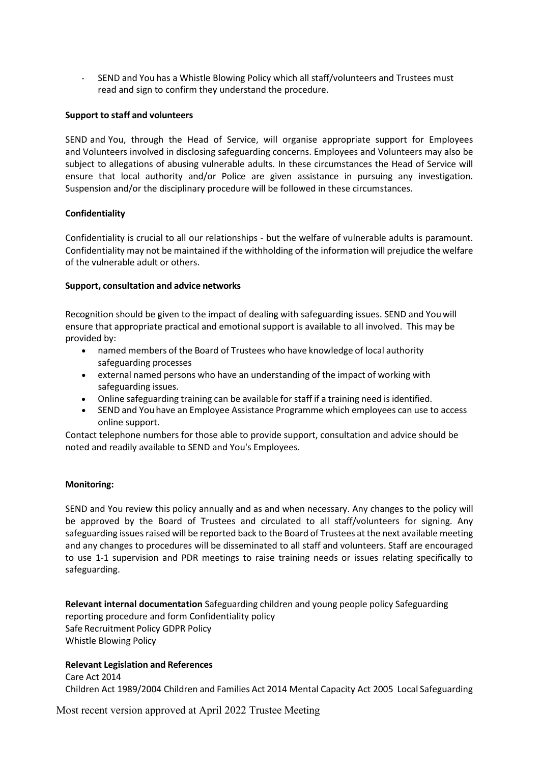- SEND and You has a Whistle Blowing Policy which all staff/volunteers and Trustees must read and sign to confirm they understand the procedure.

**Support to staff and volunteers**

SEND and You, through the Head of Service, will organise appropriate support for Employees and Volunteers involved in disclosing safeguarding concerns. Employees and Volunteers may also be subject to allegations of abusing vulnerable adults. In these circumstances the Head of Service will ensure that local authority and/or Police are given assistance in pursuing any investigation. Suspension and/or the disciplinary procedure will be followed in these circumstances.

**Confidentiality**

Confidentiality is crucial to all our relationships - but the welfare of vulnerable adults is paramount. Confidentiality may not be maintained if the withholding of the information will prejudice the welfare of the vulnerable adult or others.

**Support, consultation and advice networks**

Recognition should be given to the impact of dealing with safeguarding issues. SEND and You will ensure that appropriate practical and emotional support is available to all involved. This may be provided by:

- named members of the Board of Trustees who have knowledge of local authority safeguarding processes
- external named persons who have an understanding of the impact of working with safeguarding issues.
- Online safeguarding training can be available for staff if a training need is identified.
- SEND and You have an Employee Assistance Programme which employees can use to access online support.

Contact telephone numbers for those able to provide support, consultation and advice should be noted and readily available to SEND and You's Employees.

**Monitoring:**

SEND and You review this policy annually and as and when necessary. Any changes to the policy will be approved by the Board of Trustees and circulated to all staff/volunteers for signing. Any safeguarding issues raised will be reported back to the Board of Trustees at the next available meeting and any changes to procedures will be disseminated to all staff and volunteers. Staff are encouraged to use 1-1 supervision and PDR meetings to raise training needs or issues relating specifically to safeguarding.

**Relevant internal documentation** Safeguarding children and young people policy Safeguarding reporting procedure and form Confidentiality policy
Safe Recruitment Policy GDPR Policy
Whistle Blowing Policy

**Relevant Legislation and References**
Care Act 2014
Children Act 1989/2004 Children and Families Act 2014 Mental Capacity Act 2005 Local Safeguarding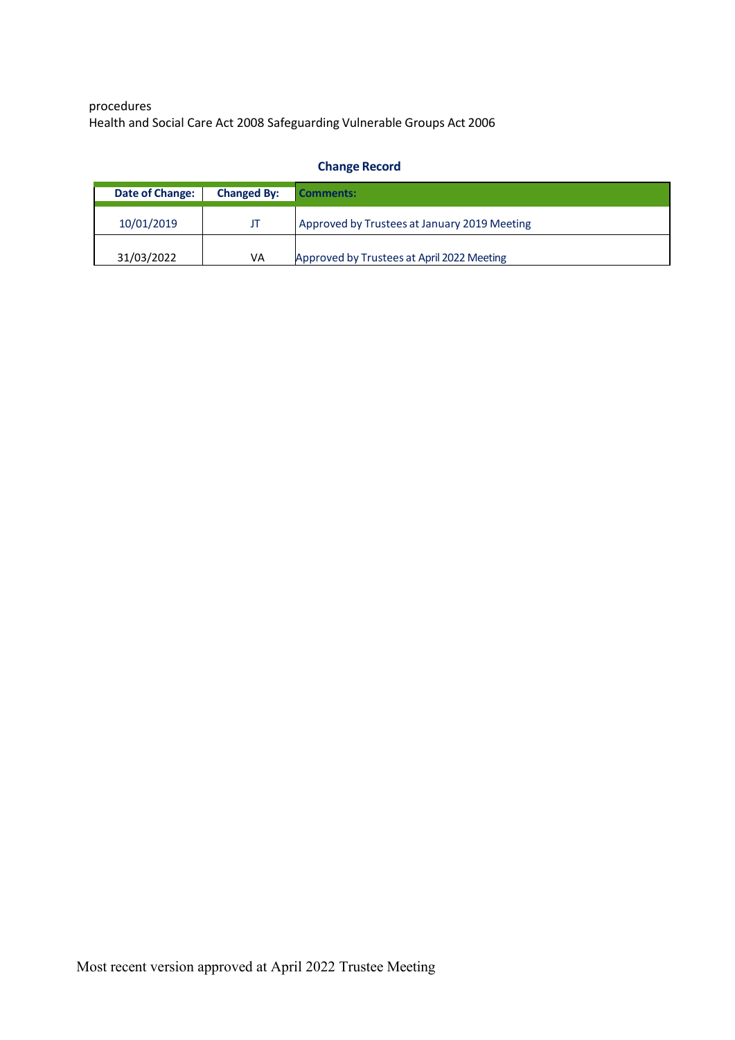procedures
Health and Social Care Act 2008 Safeguarding Vulnerable Groups Act 2006

**Change Record**

| Date of Change: | Changed By: | Comments: |
|---|---|---|
| 10/01/2019 | JT | Approved by Trustees at January 2019 Meeting |
| 31/03/2022 | VA | Approved by Trustees at April 2022 Meeting |

Most recent version approved at April 2022 Trustee Meeting